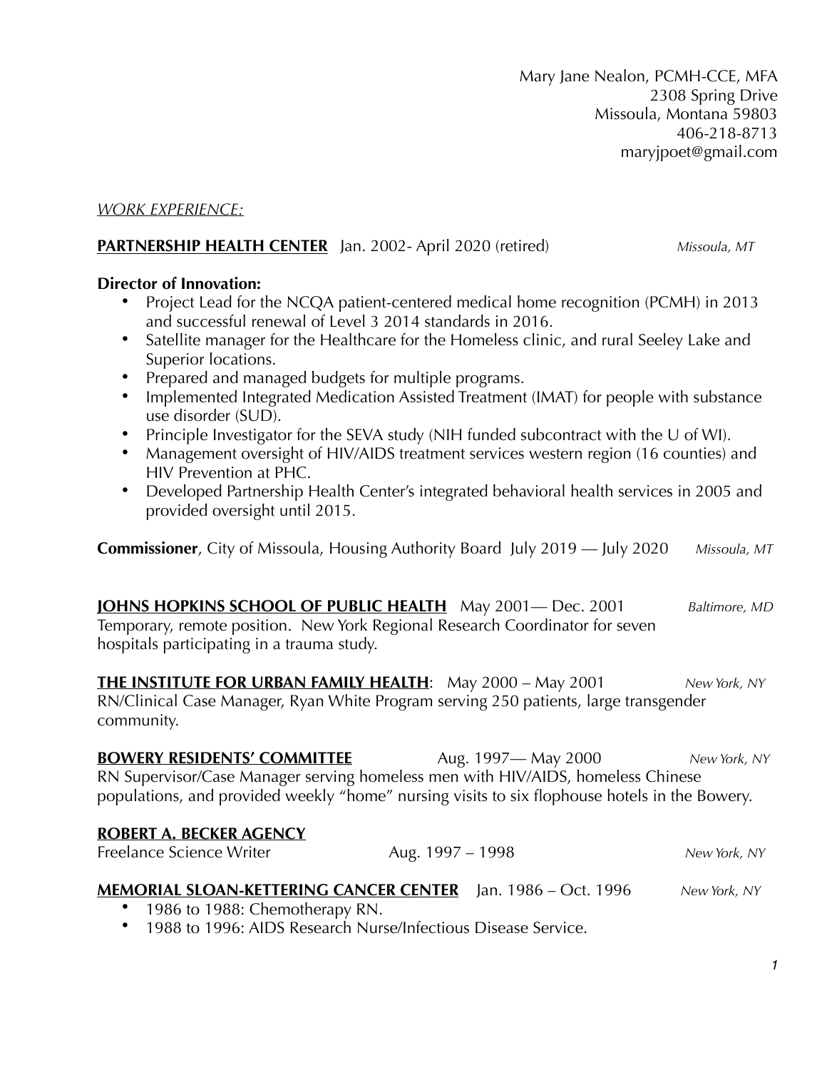Mary Jane Nealon, PCMH-CCE, MFA
2308 Spring Drive
Missoula, Montana 59803
406-218-8713
maryjpoet@gmail.com

*WORK EXPERIENCE:*

**PARTNERSHIP HEALTH CENTER** Jan. 2002- April 2020 (retired) *Missoula, MT*

**Director of Innovation:**

- Project Lead for the NCQA patient-centered medical home recognition (PCMH) in 2013 and successful renewal of Level 3 2014 standards in 2016.
- Satellite manager for the Healthcare for the Homeless clinic, and rural Seeley Lake and Superior locations.
- Prepared and managed budgets for multiple programs.
- Implemented Integrated Medication Assisted Treatment (IMAT) for people with substance use disorder (SUD).
- Principle Investigator for the SEVA study (NIH funded subcontract with the U of WI).
- Management oversight of HIV/AIDS treatment services western region (16 counties) and HIV Prevention at PHC.
- Developed Partnership Health Center's integrated behavioral health services in 2005 and provided oversight until 2015.

**Commissioner**, City of Missoula, Housing Authority Board July 2019 — July 2020 *Missoula, MT*

**JOHNS HOPKINS SCHOOL OF PUBLIC HEALTH** May 2001— Dec. 2001 *Baltimore, MD*
Temporary, remote position. New York Regional Research Coordinator for seven hospitals participating in a trauma study.

**THE INSTITUTE FOR URBAN FAMILY HEALTH**: May 2000 – May 2001 *New York, NY*
RN/Clinical Case Manager, Ryan White Program serving 250 patients, large transgender community.

**BOWERY RESIDENTS' COMMITTEE** Aug. 1997— May 2000 *New York, NY*
RN Supervisor/Case Manager serving homeless men with HIV/AIDS, homeless Chinese populations, and provided weekly "home" nursing visits to six flophouse hotels in the Bowery.

**ROBERT A. BECKER AGENCY**
Freelance Science Writer Aug. 1997 – 1998 *New York, NY*

**MEMORIAL SLOAN-KETTERING CANCER CENTER** Jan. 1986 – Oct. 1996 *New York, NY*

- 1986 to 1988: Chemotherapy RN.
- 1988 to 1996: AIDS Research Nurse/Infectious Disease Service.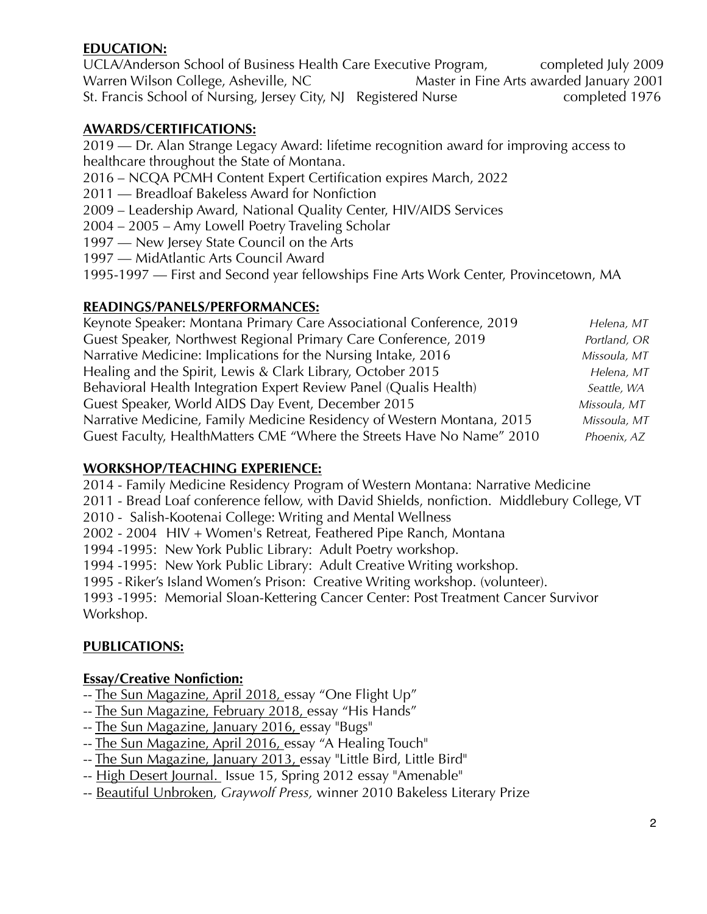## EDUCATION:

UCLA/Anderson School of Business Health Care Executive Program, completed July 2009
Warren Wilson College, Asheville, NC Master in Fine Arts awarded January 2001
St. Francis School of Nursing, Jersey City, NJ Registered Nurse completed 1976

## AWARDS/CERTIFICATIONS:

2019 — Dr. Alan Strange Legacy Award: lifetime recognition award for improving access to healthcare throughout the State of Montana.
2016 – NCQA PCMH Content Expert Certification expires March, 2022
2011 — Breadloaf Bakeless Award for Nonfiction
2009 – Leadership Award, National Quality Center, HIV/AIDS Services
2004 – 2005 – Amy Lowell Poetry Traveling Scholar
1997 — New Jersey State Council on the Arts
1997 — MidAtlantic Arts Council Award
1995-1997 — First and Second year fellowships Fine Arts Work Center, Provincetown, MA

## READINGS/PANELS/PERFORMANCES:

Keynote Speaker: Montana Primary Care Associational Conference, 2019 *Helena, MT*
Guest Speaker, Northwest Regional Primary Care Conference, 2019 *Portland, OR*
Narrative Medicine: Implications for the Nursing Intake, 2016 *Missoula, MT*
Healing and the Spirit, Lewis & Clark Library, October 2015 *Helena, MT*
Behavioral Health Integration Expert Review Panel (Qualis Health) *Seattle, WA*
Guest Speaker, World AIDS Day Event, December 2015 *Missoula, MT*
Narrative Medicine, Family Medicine Residency of Western Montana, 2015 *Missoula, MT*
Guest Faculty, HealthMatters CME "Where the Streets Have No Name" 2010 *Phoenix, AZ*

## WORKSHOP/TEACHING EXPERIENCE:

2014 - Family Medicine Residency Program of Western Montana: Narrative Medicine
2011 - Bread Loaf conference fellow, with David Shields, nonfiction. Middlebury College, VT
2010 - Salish-Kootenai College: Writing and Mental Wellness
2002 - 2004 HIV + Women's Retreat, Feathered Pipe Ranch, Montana
1994 -1995: New York Public Library: Adult Poetry workshop.
1994 -1995: New York Public Library: Adult Creative Writing workshop.
1995 - Riker's Island Women's Prison: Creative Writing workshop. (volunteer).
1993 -1995: Memorial Sloan-Kettering Cancer Center: Post Treatment Cancer Survivor Workshop.

## PUBLICATIONS:

### Essay/Creative Nonfiction:

-- The Sun Magazine, April 2018, essay "One Flight Up"
-- The Sun Magazine, February 2018, essay "His Hands"
-- The Sun Magazine, January 2016, essay "Bugs"
-- The Sun Magazine, April 2016, essay "A Healing Touch"
-- The Sun Magazine, January 2013, essay "Little Bird, Little Bird"
-- High Desert Journal. Issue 15, Spring 2012 essay "Amenable"
-- Beautiful Unbroken, *Graywolf Press,* winner 2010 Bakeless Literary Prize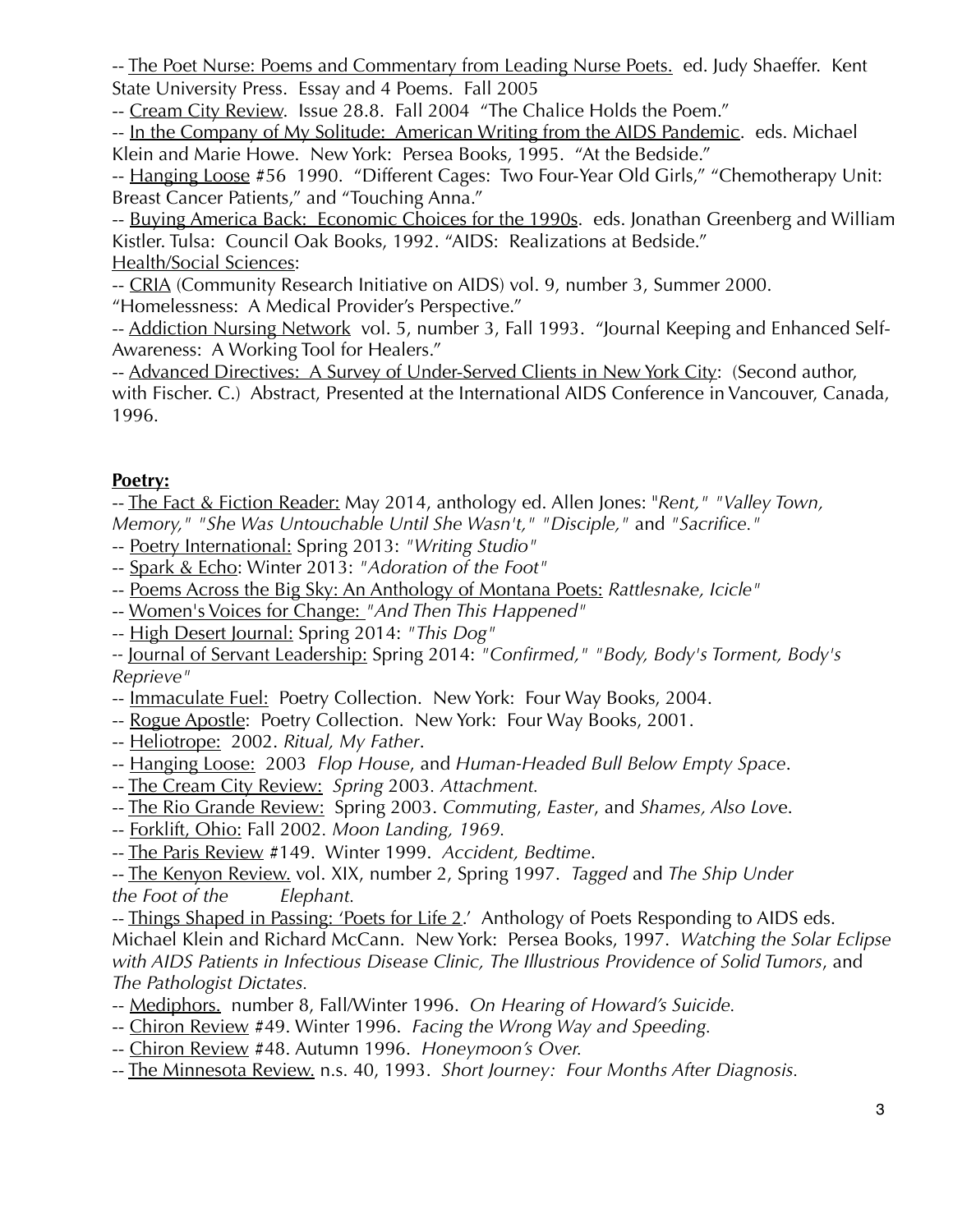-- <u>The Poet Nurse: Poems and Commentary from Leading Nurse Poets.</u> ed. Judy Shaeffer. Kent State University Press. Essay and 4 Poems. Fall 2005

-- <u>Cream City Review</u>. Issue 28.8. Fall 2004 "The Chalice Holds the Poem."

-- <u>In the Company of My Solitude: American Writing from the AIDS Pandemic</u>. eds. Michael Klein and Marie Howe. New York: Persea Books, 1995. "At the Bedside."

-- <u>Hanging Loose</u> #56 1990. "Different Cages: Two Four-Year Old Girls," "Chemotherapy Unit: Breast Cancer Patients," and "Touching Anna."

-- <u>Buying America Back: Economic Choices for the 1990s</u>. eds. Jonathan Greenberg and William Kistler. Tulsa: Council Oak Books, 1992. "AIDS: Realizations at Bedside."

<u>Health/Social Sciences</u>:

-- <u>CRIA</u> (Community Research Initiative on AIDS) vol. 9, number 3, Summer 2000. "Homelessness: A Medical Provider's Perspective."

-- <u>Addiction Nursing Network</u> vol. 5, number 3, Fall 1993. "Journal Keeping and Enhanced Self-Awareness: A Working Tool for Healers."

-- <u>Advanced Directives: A Survey of Under-Served Clients in New York City</u>: (Second author, with Fischer. C.) Abstract, Presented at the International AIDS Conference in Vancouver, Canada, 1996.

**<u>Poetry:</u>**

-- <u>The Fact & Fiction Reader:</u> May 2014, anthology ed. Allen Jones: "*Rent," "Valley Town, Memory," "She Was Untouchable Until She Wasn't," "Disciple,"* and *"Sacrifice."*

-- <u>Poetry International:</u> Spring 2013: *"Writing Studio"*

-- <u>Spark & Echo</u>: Winter 2013: *"Adoration of the Foot"*

-- <u>Poems Across the Big Sky: An Anthology of Montana Poets:</u> *Rattlesnake, Icicle"*

-- <u>Women's Voices for Change:</u> *"And Then This Happened"*

-- <u>High Desert Journal:</u> Spring 2014: *"This Dog"*

-- <u>Journal of Servant Leadership:</u> Spring 2014: *"Confirmed," "Body, Body's Torment, Body's Reprieve"*

-- <u>Immaculate Fuel:</u> Poetry Collection. New York: Four Way Books, 2004.

-- <u>Rogue Apostle</u>: Poetry Collection. New York: Four Way Books, 2001.

-- <u>Heliotrope:</u> 2002. *Ritual, My Father*.

-- <u>Hanging Loose:</u> 2003 *Flop House*, and *Human-Headed Bull Below Empty Space*.

-- <u>The Cream City Review:</u> *Spring* 2003. *Attachment.*

-- <u>The Rio Grande Review:</u> Spring 2003. *Commuting*, *Easter*, and *Shames, Also Love*.

-- <u>Forklift, Ohio:</u> Fall 2002. *Moon Landing, 1969.*

-- <u>The Paris Review</u> #149. Winter 1999. *Accident, Bedtime*.

-- <u>The Kenyon Review.</u> vol. XIX, number 2, Spring 1997. *Tagged* and *The Ship Under the Foot of the Elephant.*

-- <u>Things Shaped in Passing: 'Poets for Life 2</u>.' Anthology of Poets Responding to AIDS eds. Michael Klein and Richard McCann. New York: Persea Books, 1997. *Watching the Solar Eclipse with AIDS Patients in Infectious Disease Clinic, The Illustrious Providence of Solid Tumors*, and *The Pathologist Dictates.*

-- <u>Mediphors.</u> number 8, Fall/Winter 1996. *On Hearing of Howard's Suicide.*

-- <u>Chiron Review</u> #49. Winter 1996. *Facing the Wrong Way and Speeding.*

-- <u>Chiron Review</u> #48. Autumn 1996. *Honeymoon's Over.*

-- <u>The Minnesota Review.</u> n.s. 40, 1993. *Short Journey: Four Months After Diagnosis.*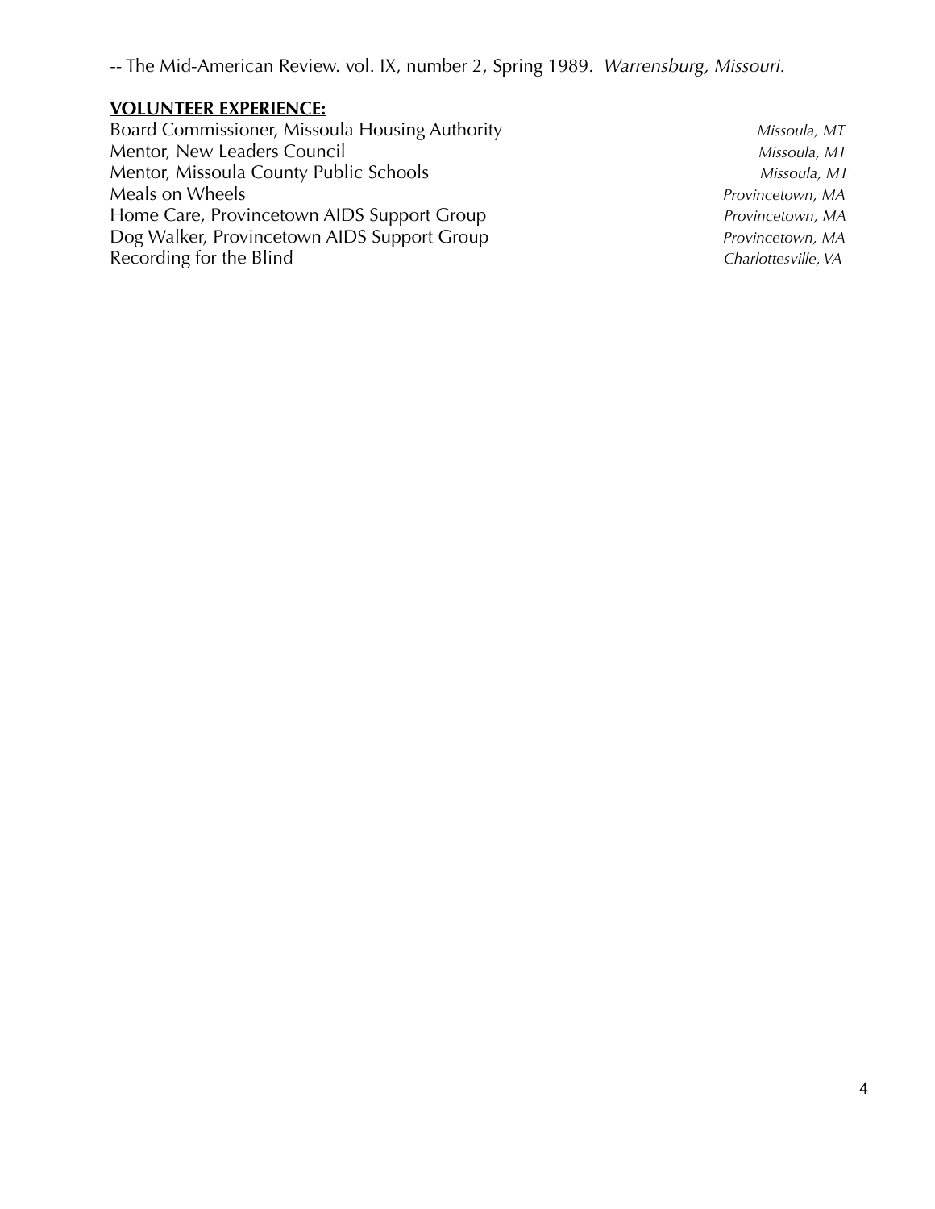-- <u>The Mid-American Review.</u> vol. IX, number 2, Spring 1989. *Warrensburg, Missouri.*

**<u>VOLUNTEER EXPERIENCE:</u>**

Board Commissioner, Missoula Housing Authority *Missoula, MT*
Mentor, New Leaders Council *Missoula, MT*
Mentor, Missoula County Public Schools *Missoula, MT*
Meals on Wheels *Provincetown, MA*
Home Care, Provincetown AIDS Support Group *Provincetown, MA*
Dog Walker, Provincetown AIDS Support Group *Provincetown, MA*
Recording for the Blind *Charlottesville, VA*